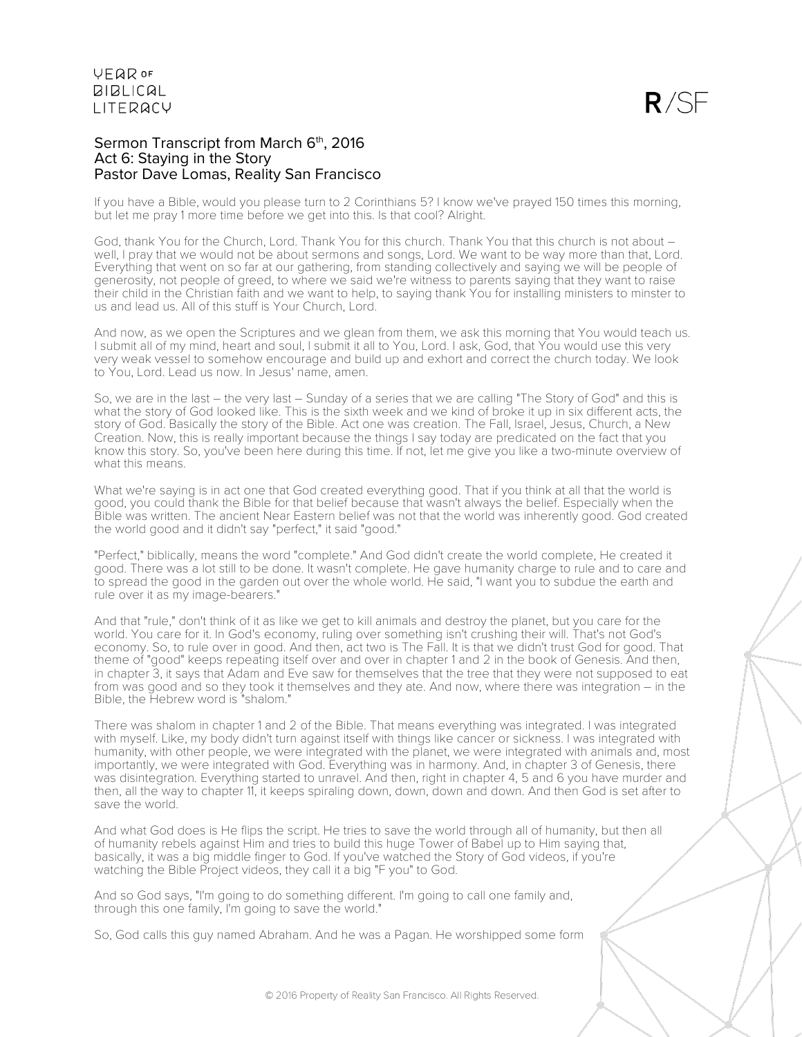# Sermon Transcript from March 6th, 2016
## Act 6: Staying in the Story
### Pastor Dave Lomas, Reality San Francisco

If you have a Bible, would you please turn to 2 Corinthians 5? I know we've prayed 150 times this morning, but let me pray 1 more time before we get into this. Is that cool? Alright.

God, thank You for the Church, Lord. Thank You for this church. Thank You that this church is not about – well, I pray that we would not be about sermons and songs, Lord. We want to be way more than that, Lord. Everything that went on so far at our gathering, from standing collectively and saying we will be people of generosity, not people of greed, to where we said we're witness to parents saying that they want to raise their child in the Christian faith and we want to help, to saying thank You for installing ministers to minster to us and lead us. All of this stuff is Your Church, Lord.

And now, as we open the Scriptures and we glean from them, we ask this morning that You would teach us. I submit all of my mind, heart and soul, I submit it all to You, Lord. I ask, God, that You would use this very very weak vessel to somehow encourage and build up and exhort and correct the church today. We look to You, Lord. Lead us now. In Jesus' name, amen.

So, we are in the last – the very last – Sunday of a series that we are calling "The Story of God" and this is what the story of God looked like. This is the sixth week and we kind of broke it up in six different acts, the story of God. Basically the story of the Bible. Act one was creation. The Fall, Israel, Jesus, Church, a New Creation. Now, this is really important because the things I say today are predicated on the fact that you know this story. So, you've been here during this time. If not, let me give you like a two-minute overview of what this means.

What we're saying is in act one that God created everything good. That if you think at all that the world is good, you could thank the Bible for that belief because that wasn't always the belief. Especially when the Bible was written. The ancient Near Eastern belief was not that the world was inherently good. God created the world good and it didn't say "perfect," it said "good."

"Perfect," biblically, means the word "complete." And God didn't create the world complete, He created it good. There was a lot still to be done. It wasn't complete. He gave humanity charge to rule and to care and to spread the good in the garden out over the whole world. He said, "I want you to subdue the earth and rule over it as my image-bearers."

And that "rule," don't think of it as like we get to kill animals and destroy the planet, but you care for the world. You care for it. In God's economy, ruling over something isn't crushing their will. That's not God's economy. So, to rule over in good. And then, act two is The Fall. It is that we didn't trust God for good. That theme of "good" keeps repeating itself over and over in chapter 1 and 2 in the book of Genesis. And then, in chapter 3, it says that Adam and Eve saw for themselves that the tree that they were not supposed to eat from was good and so they took it themselves and they ate. And now, where there was integration – in the Bible, the Hebrew word is "shalom."

There was shalom in chapter 1 and 2 of the Bible. That means everything was integrated. I was integrated with myself. Like, my body didn't turn against itself with things like cancer or sickness. I was integrated with humanity, with other people, we were integrated with the planet, we were integrated with animals and, most importantly, we were integrated with God. Everything was in harmony. And, in chapter 3 of Genesis, there was disintegration. Everything started to unravel. And then, right in chapter 4, 5 and 6 you have murder and then, all the way to chapter 11, it keeps spiraling down, down, down and down. And then God is set after to save the world.

And what God does is He flips the script. He tries to save the world through all of humanity, but then all of humanity rebels against Him and tries to build this huge Tower of Babel up to Him saying that, basically, it was a big middle finger to God. If you've watched the Story of God videos, if you're watching the Bible Project videos, they call it a big "F you" to God.

And so God says, "I'm going to do something different. I'm going to call one family and, through this one family, I'm going to save the world."

So, God calls this guy named Abraham. And he was a Pagan. He worshipped some form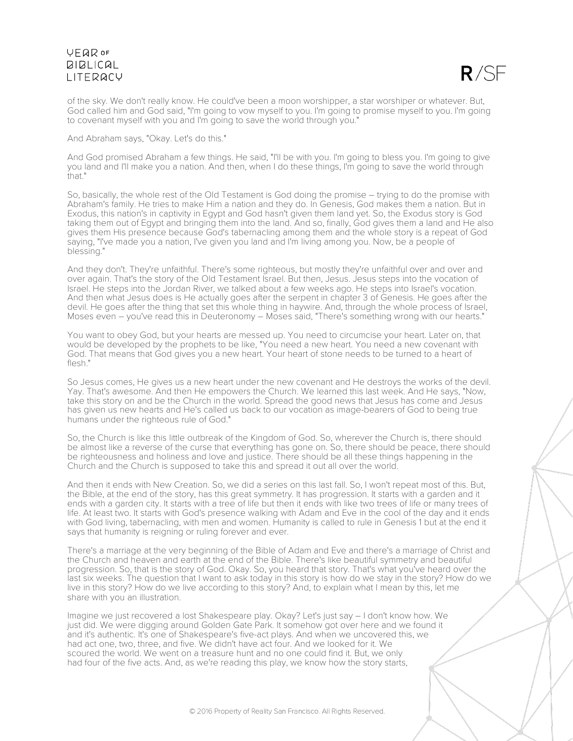of the sky. We don't really know. He could've been a moon worshipper, a star worshiper or whatever. But, God called him and God said, "I'm going to vow myself to you. I'm going to promise myself to you. I'm going to covenant myself with you and I'm going to save the world through you."

And Abraham says, "Okay. Let's do this."

And God promised Abraham a few things. He said, "I'll be with you. I'm going to bless you. I'm going to give you land and I'll make you a nation. And then, when I do these things, I'm going to save the world through that."

So, basically, the whole rest of the Old Testament is God doing the promise – trying to do the promise with Abraham's family. He tries to make Him a nation and they do. In Genesis, God makes them a nation. But in Exodus, this nation's in captivity in Egypt and God hasn't given them land yet. So, the Exodus story is God taking them out of Egypt and bringing them into the land. And so, finally, God gives them a land and He also gives them His presence because God's tabernacling among them and the whole story is a repeat of God saying, "I've made you a nation, I've given you land and I'm living among you. Now, be a people of blessing."

And they don't. They're unfaithful. There's some righteous, but mostly they're unfaithful over and over and over again. That's the story of the Old Testament Israel. But then, Jesus. Jesus steps into the vocation of Israel. He steps into the Jordan River, we talked about a few weeks ago. He steps into Israel's vocation. And then what Jesus does is He actually goes after the serpent in chapter 3 of Genesis. He goes after the devil. He goes after the thing that set this whole thing in haywire. And, through the whole process of Israel, Moses even – you've read this in Deuteronomy – Moses said, "There's something wrong with our hearts."

You want to obey God, but your hearts are messed up. You need to circumcise your heart. Later on, that would be developed by the prophets to be like, "You need a new heart. You need a new covenant with God. That means that God gives you a new heart. Your heart of stone needs to be turned to a heart of flesh."

So Jesus comes, He gives us a new heart under the new covenant and He destroys the works of the devil. Yay. That's awesome. And then He empowers the Church. We learned this last week. And He says, "Now, take this story on and be the Church in the world. Spread the good news that Jesus has come and Jesus has given us new hearts and He's called us back to our vocation as image-bearers of God to being true humans under the righteous rule of God."

So, the Church is like this little outbreak of the Kingdom of God. So, wherever the Church is, there should be almost like a reverse of the curse that everything has gone on. So, there should be peace, there should be righteousness and holiness and love and justice. There should be all these things happening in the Church and the Church is supposed to take this and spread it out all over the world.

And then it ends with New Creation. So, we did a series on this last fall. So, I won't repeat most of this. But, the Bible, at the end of the story, has this great symmetry. It has progression. It starts with a garden and it ends with a garden city. It starts with a tree of life but then it ends with like two trees of life or many trees of life. At least two. It starts with God's presence walking with Adam and Eve in the cool of the day and it ends with God living, tabernacling, with men and women. Humanity is called to rule in Genesis 1 but at the end it says that humanity is reigning or ruling forever and ever.

There's a marriage at the very beginning of the Bible of Adam and Eve and there's a marriage of Christ and the Church and heaven and earth at the end of the Bible. There's like beautiful symmetry and beautiful progression. So, that is the story of God. Okay. So, you heard that story. That's what you've heard over the last six weeks. The question that I want to ask today in this story is how do we stay in the story? How do we live in this story? How do we live according to this story? And, to explain what I mean by this, let me share with you an illustration.

Imagine we just recovered a lost Shakespeare play. Okay? Let's just say – I don't know how. We just did. We were digging around Golden Gate Park. It somehow got over here and we found it and it's authentic. It's one of Shakespeare's five-act plays. And when we uncovered this, we had act one, two, three, and five. We didn't have act four. And we looked for it. We scoured the world. We went on a treasure hunt and no one could find it. But, we only had four of the five acts. And, as we're reading this play, we know how the story starts,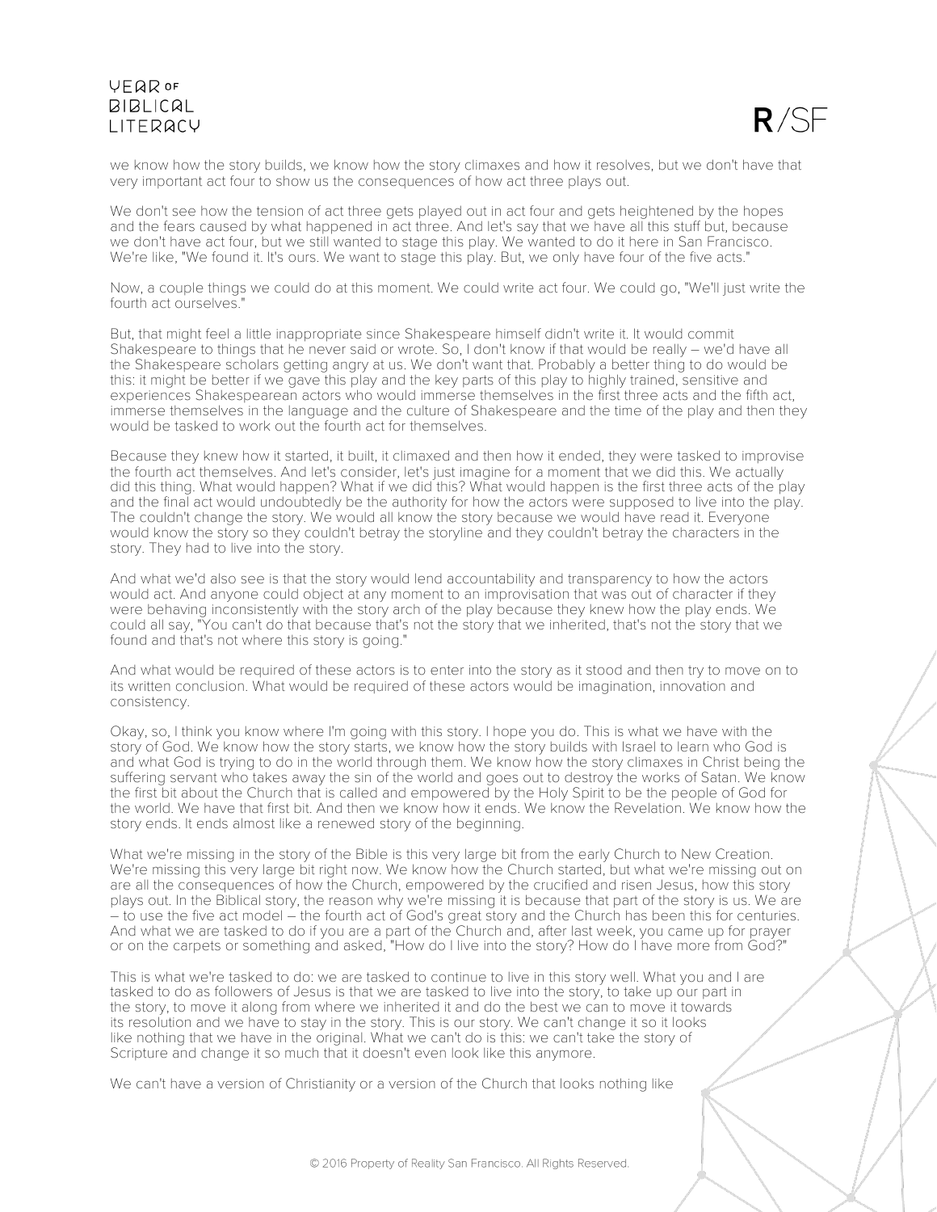we know how the story builds, we know how the story climaxes and how it resolves, but we don't have that very important act four to show us the consequences of how act three plays out.

We don't see how the tension of act three gets played out in act four and gets heightened by the hopes and the fears caused by what happened in act three. And let's say that we have all this stuff but, because we don't have act four, but we still wanted to stage this play. We wanted to do it here in San Francisco. We're like, "We found it. It's ours. We want to stage this play. But, we only have four of the five acts."

Now, a couple things we could do at this moment. We could write act four. We could go, "We'll just write the fourth act ourselves."

But, that might feel a little inappropriate since Shakespeare himself didn't write it. It would commit Shakespeare to things that he never said or wrote. So, I don't know if that would be really – we'd have all the Shakespeare scholars getting angry at us. We don't want that. Probably a better thing to do would be this: it might be better if we gave this play and the key parts of this play to highly trained, sensitive and experiences Shakespearean actors who would immerse themselves in the first three acts and the fifth act, immerse themselves in the language and the culture of Shakespeare and the time of the play and then they would be tasked to work out the fourth act for themselves.

Because they knew how it started, it built, it climaxed and then how it ended, they were tasked to improvise the fourth act themselves. And let's consider, let's just imagine for a moment that we did this. We actually did this thing. What would happen? What if we did this? What would happen is the first three acts of the play and the final act would undoubtedly be the authority for how the actors were supposed to live into the play. The couldn't change the story. We would all know the story because we would have read it. Everyone would know the story so they couldn't betray the storyline and they couldn't betray the characters in the story. They had to live into the story.

And what we'd also see is that the story would lend accountability and transparency to how the actors would act. And anyone could object at any moment to an improvisation that was out of character if they were behaving inconsistently with the story arch of the play because they knew how the play ends. We could all say, "You can't do that because that's not the story that we inherited, that's not the story that we found and that's not where this story is going."

And what would be required of these actors is to enter into the story as it stood and then try to move on to its written conclusion. What would be required of these actors would be imagination, innovation and consistency.

Okay, so, I think you know where I'm going with this story. I hope you do. This is what we have with the story of God. We know how the story starts, we know how the story builds with Israel to learn who God is and what God is trying to do in the world through them. We know how the story climaxes in Christ being the suffering servant who takes away the sin of the world and goes out to destroy the works of Satan. We know the first bit about the Church that is called and empowered by the Holy Spirit to be the people of God for the world. We have that first bit. And then we know how it ends. We know the Revelation. We know how the story ends. It ends almost like a renewed story of the beginning.

What we're missing in the story of the Bible is this very large bit from the early Church to New Creation. We're missing this very large bit right now. We know how the Church started, but what we're missing out on are all the consequences of how the Church, empowered by the crucified and risen Jesus, how this story plays out. In the Biblical story, the reason why we're missing it is because that part of the story is us. We are – to use the five act model – the fourth act of God's great story and the Church has been this for centuries. And what we are tasked to do if you are a part of the Church and, after last week, you came up for prayer or on the carpets or something and asked, "How do I live into the story? How do I have more from God?"

This is what we're tasked to do: we are tasked to continue to live in this story well. What you and I are tasked to do as followers of Jesus is that we are tasked to live into the story, to take up our part in the story, to move it along from where we inherited it and do the best we can to move it towards its resolution and we have to stay in the story. This is our story. We can't change it so it looks like nothing that we have in the original. What we can't do is this: we can't take the story of Scripture and change it so much that it doesn't even look like this anymore.

We can't have a version of Christianity or a version of the Church that looks nothing like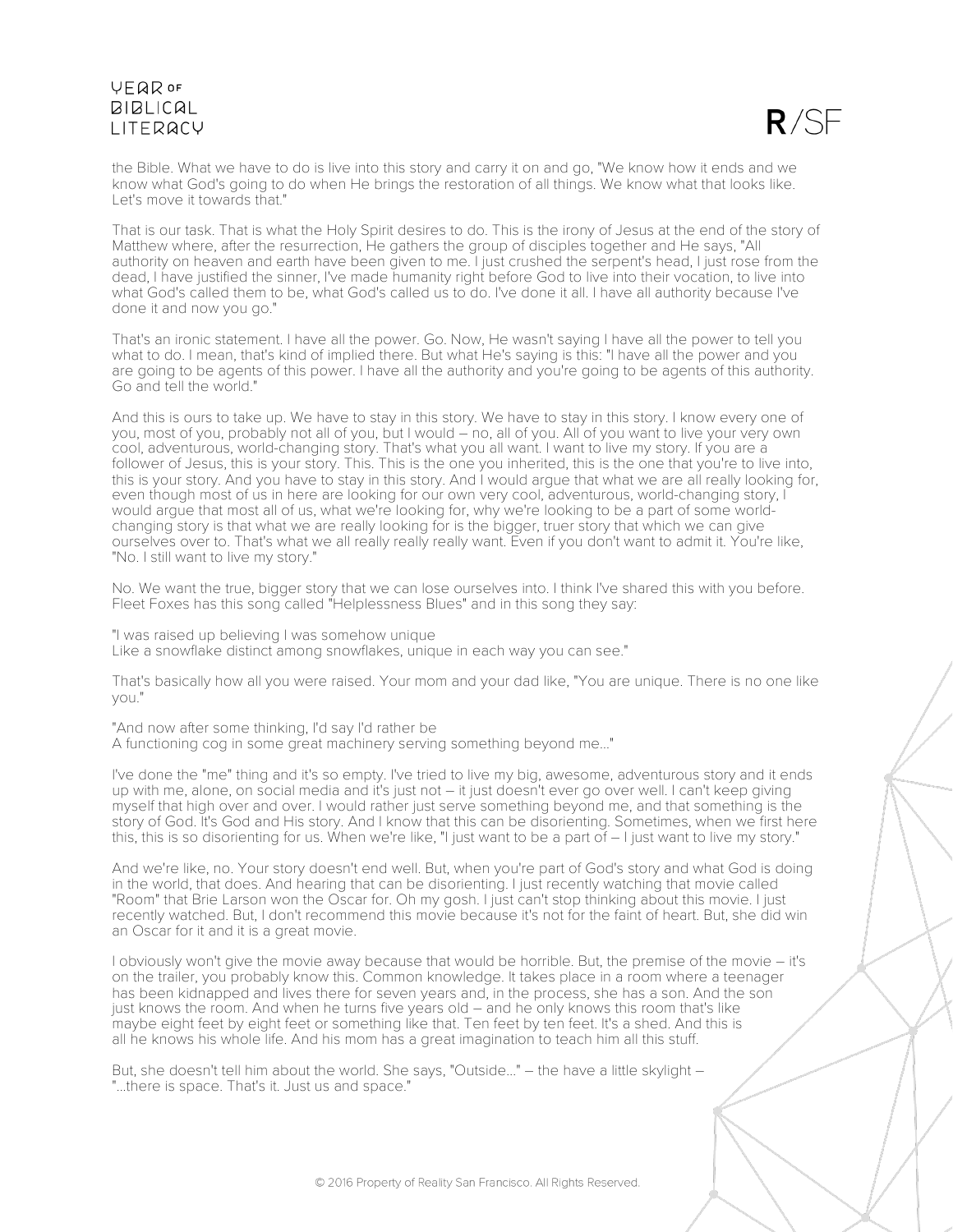the Bible. What we have to do is live into this story and carry it on and go, "We know how it ends and we know what God's going to do when He brings the restoration of all things. We know what that looks like. Let's move it towards that."

That is our task. That is what the Holy Spirit desires to do. This is the irony of Jesus at the end of the story of Matthew where, after the resurrection, He gathers the group of disciples together and He says, "All authority on heaven and earth have been given to me. I just crushed the serpent's head, I just rose from the dead, I have justified the sinner, I've made humanity right before God to live into their vocation, to live into what God's called them to be, what God's called us to do. I've done it all. I have all authority because I've done it and now you go."

That's an ironic statement. I have all the power. Go. Now, He wasn't saying I have all the power to tell you what to do. I mean, that's kind of implied there. But what He's saying is this: "I have all the power and you are going to be agents of this power. I have all the authority and you're going to be agents of this authority. Go and tell the world."

And this is ours to take up. We have to stay in this story. We have to stay in this story. I know every one of you, most of you, probably not all of you, but I would – no, all of you. All of you want to live your very own cool, adventurous, world-changing story. That's what you all want. I want to live my story. If you are a follower of Jesus, this is your story. This. This is the one you inherited, this is the one that you're to live into, this is your story. And you have to stay in this story. And I would argue that what we are all really looking for, even though most of us in here are looking for our own very cool, adventurous, world-changing story, I would argue that most all of us, what we're looking for, why we're looking to be a part of some world-changing story is that what we are really looking for is the bigger, truer story that which we can give ourselves over to. That's what we all really really really want. Even if you don't want to admit it. You're like, "No. I still want to live my story."

No. We want the true, bigger story that we can lose ourselves into. I think I've shared this with you before. Fleet Foxes has this song called "Helplessness Blues" and in this song they say:

"I was raised up believing I was somehow unique
Like a snowflake distinct among snowflakes, unique in each way you can see."

That's basically how all you were raised. Your mom and your dad like, "You are unique. There is no one like you."

"And now after some thinking, I'd say I'd rather be
A functioning cog in some great machinery serving something beyond me..."

I've done the "me" thing and it's so empty. I've tried to live my big, awesome, adventurous story and it ends up with me, alone, on social media and it's just not – it just doesn't ever go over well. I can't keep giving myself that high over and over. I would rather just serve something beyond me, and that something is the story of God. It's God and His story. And I know that this can be disorienting. Sometimes, when we first here this, this is so disorienting for us. When we're like, "I just want to be a part of – I just want to live my story."

And we're like, no. Your story doesn't end well. But, when you're part of God's story and what God is doing in the world, that does. And hearing that can be disorienting. I just recently watching that movie called "Room" that Brie Larson won the Oscar for. Oh my gosh. I just can't stop thinking about this movie. I just recently watched. But, I don't recommend this movie because it's not for the faint of heart. But, she did win an Oscar for it and it is a great movie.

I obviously won't give the movie away because that would be horrible. But, the premise of the movie – it's on the trailer, you probably know this. Common knowledge. It takes place in a room where a teenager has been kidnapped and lives there for seven years and, in the process, she has a son. And the son just knows the room. And when he turns five years old – and he only knows this room that's like maybe eight feet by eight feet or something like that. Ten feet by ten feet. It's a shed. And this is all he knows his whole life. And his mom has a great imagination to teach him all this stuff.

But, she doesn't tell him about the world. She says, "Outside..." – the have a little skylight – "...there is space. That's it. Just us and space."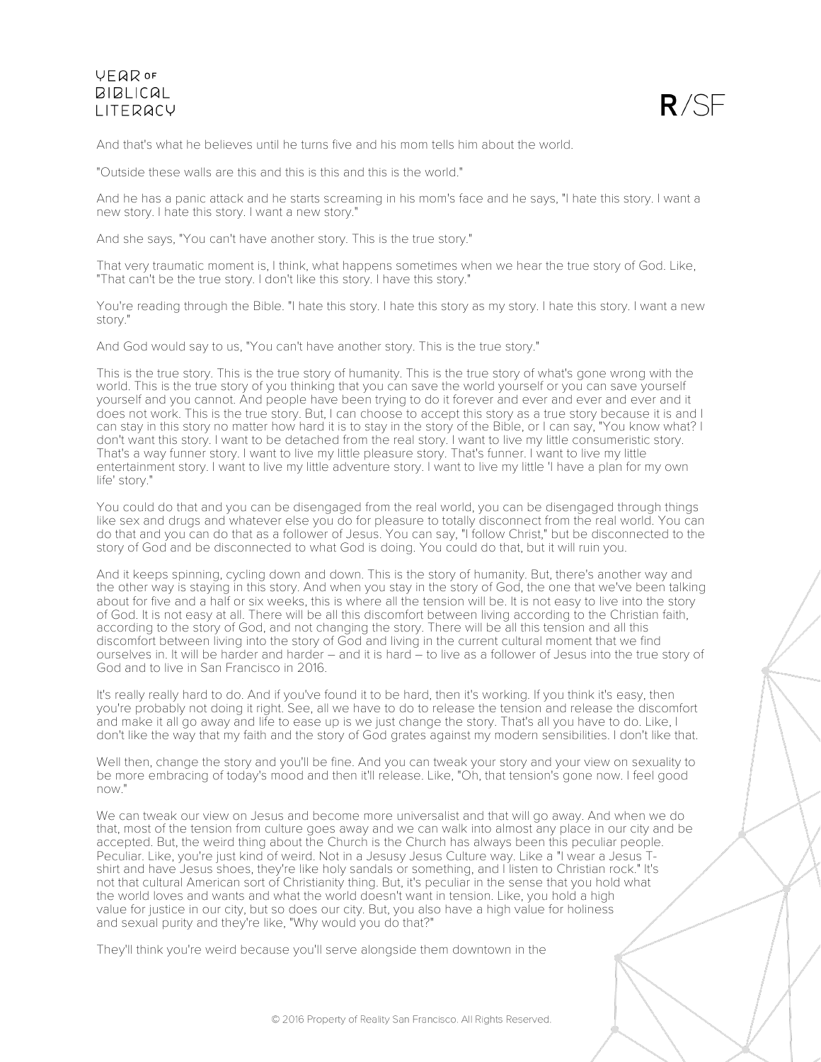And that's what he believes until he turns five and his mom tells him about the world.

"Outside these walls are this and this is this and this is the world."

And he has a panic attack and he starts screaming in his mom's face and he says, "I hate this story. I want a new story. I hate this story. I want a new story."

And she says, "You can't have another story. This is the true story."

That very traumatic moment is, I think, what happens sometimes when we hear the true story of God. Like, "That can't be the true story. I don't like this story. I have this story."

You're reading through the Bible. "I hate this story. I hate this story as my story. I hate this story. I want a new story."

And God would say to us, "You can't have another story. This is the true story."

This is the true story. This is the true story of humanity. This is the true story of what's gone wrong with the world. This is the true story of you thinking that you can save the world yourself or you can save yourself yourself and you cannot. And people have been trying to do it forever and ever and ever and ever and it does not work. This is the true story. But, I can choose to accept this story as a true story because it is and I can stay in this story no matter how hard it is to stay in the story of the Bible, or I can say, "You know what? I don't want this story. I want to be detached from the real story. I want to live my little consumeristic story. That's a way funner story. I want to live my little pleasure story. That's funner. I want to live my little entertainment story. I want to live my little adventure story. I want to live my little 'I have a plan for my own life' story."

You could do that and you can be disengaged from the real world, you can be disengaged through things like sex and drugs and whatever else you do for pleasure to totally disconnect from the real world. You can do that and you can do that as a follower of Jesus. You can say, "I follow Christ," but be disconnected to the story of God and be disconnected to what God is doing. You could do that, but it will ruin you.

And it keeps spinning, cycling down and down. This is the story of humanity. But, there's another way and the other way is staying in this story. And when you stay in the story of God, the one that we've been talking about for five and a half or six weeks, this is where all the tension will be. It is not easy to live into the story of God. It is not easy at all. There will be all this discomfort between living according to the Christian faith, according to the story of God, and not changing the story. There will be all this tension and all this discomfort between living into the story of God and living in the current cultural moment that we find ourselves in. It will be harder and harder – and it is hard – to live as a follower of Jesus into the true story of God and to live in San Francisco in 2016.

It's really really hard to do. And if you've found it to be hard, then it's working. If you think it's easy, then you're probably not doing it right. See, all we have to do to release the tension and release the discomfort and make it all go away and life to ease up is we just change the story. That's all you have to do. Like, I don't like the way that my faith and the story of God grates against my modern sensibilities. I don't like that.

Well then, change the story and you'll be fine. And you can tweak your story and your view on sexuality to be more embracing of today's mood and then it'll release. Like, "Oh, that tension's gone now. I feel good now."

We can tweak our view on Jesus and become more universalist and that will go away. And when we do that, most of the tension from culture goes away and we can walk into almost any place in our city and be accepted. But, the weird thing about the Church is the Church has always been this peculiar people. Peculiar. Like, you're just kind of weird. Not in a Jesusy Jesus Culture way. Like a "I wear a Jesus T-shirt and have Jesus shoes, they're like holy sandals or something, and I listen to Christian rock." It's not that cultural American sort of Christianity thing. But, it's peculiar in the sense that you hold what the world loves and wants and what the world doesn't want in tension. Like, you hold a high value for justice in our city, but so does our city. But, you also have a high value for holiness and sexual purity and they're like, "Why would you do that?"

They'll think you're weird because you'll serve alongside them downtown in the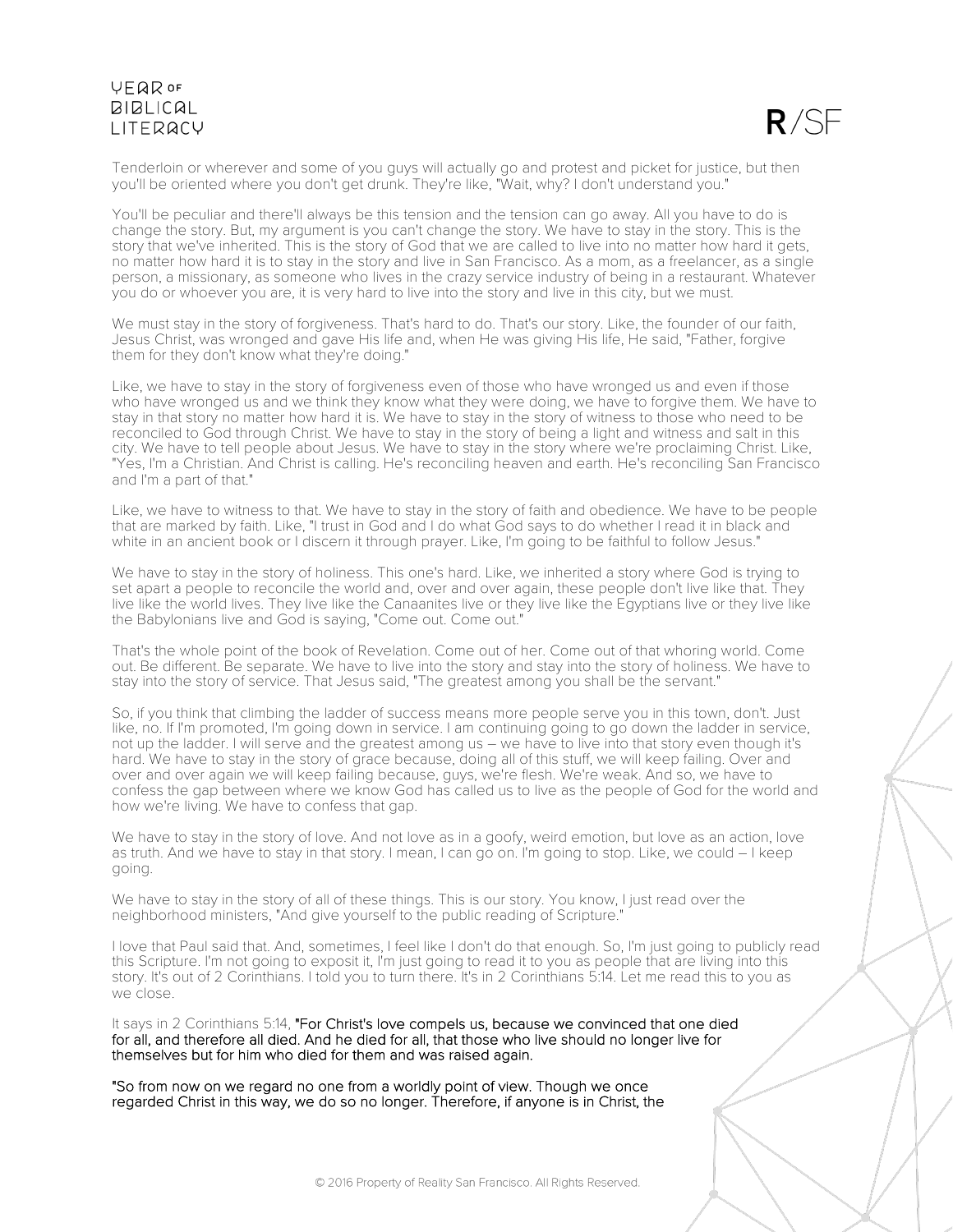Tenderloin or wherever and some of you guys will actually go and protest and picket for justice, but then you'll be oriented where you don't get drunk. They're like, "Wait, why? I don't understand you."

You'll be peculiar and there'll always be this tension and the tension can go away. All you have to do is change the story. But, my argument is you can't change the story. We have to stay in the story. This is the story that we've inherited. This is the story of God that we are called to live into no matter how hard it gets, no matter how hard it is to stay in the story and live in San Francisco. As a mom, as a freelancer, as a single person, a missionary, as someone who lives in the crazy service industry of being in a restaurant. Whatever you do or whoever you are, it is very hard to live into the story and live in this city, but we must.

We must stay in the story of forgiveness. That's hard to do. That's our story. Like, the founder of our faith, Jesus Christ, was wronged and gave His life and, when He was giving His life, He said, "Father, forgive them for they don't know what they're doing."

Like, we have to stay in the story of forgiveness even of those who have wronged us and even if those who have wronged us and we think they know what they were doing, we have to forgive them. We have to stay in that story no matter how hard it is. We have to stay in the story of witness to those who need to be reconciled to God through Christ. We have to stay in the story of being a light and witness and salt in this city. We have to tell people about Jesus. We have to stay in the story where we're proclaiming Christ. Like, "Yes, I'm a Christian. And Christ is calling. He's reconciling heaven and earth. He's reconciling San Francisco and I'm a part of that."

Like, we have to witness to that. We have to stay in the story of faith and obedience. We have to be people that are marked by faith. Like, "I trust in God and I do what God says to do whether I read it in black and white in an ancient book or I discern it through prayer. Like, I'm going to be faithful to follow Jesus."

We have to stay in the story of holiness. This one's hard. Like, we inherited a story where God is trying to set apart a people to reconcile the world and, over and over again, these people don't live like that. They live like the world lives. They live like the Canaanites live or they live like the Egyptians live or they live like the Babylonians live and God is saying, "Come out. Come out."

That's the whole point of the book of Revelation. Come out of her. Come out of that whoring world. Come out. Be different. Be separate. We have to live into the story and stay into the story of holiness. We have to stay into the story of service. That Jesus said, "The greatest among you shall be the servant."

So, if you think that climbing the ladder of success means more people serve you in this town, don't. Just like, no. If I'm promoted, I'm going down in service. I am continuing going to go down the ladder in service, not up the ladder. I will serve and the greatest among us – we have to live into that story even though it's hard. We have to stay in the story of grace because, doing all of this stuff, we will keep failing. Over and over and over again we will keep failing because, guys, we're flesh. We're weak. And so, we have to confess the gap between where we know God has called us to live as the people of God for the world and how we're living. We have to confess that gap.

We have to stay in the story of love. And not love as in a goofy, weird emotion, but love as an action, love as truth. And we have to stay in that story. I mean, I can go on. I'm going to stop. Like, we could – I keep going.

We have to stay in the story of all of these things. This is our story. You know, I just read over the neighborhood ministers, "And give yourself to the public reading of Scripture."

I love that Paul said that. And, sometimes, I feel like I don't do that enough. So, I'm just going to publicly read this Scripture. I'm not going to exposit it, I'm just going to read it to you as people that are living into this story. It's out of 2 Corinthians. I told you to turn there. It's in 2 Corinthians 5:14. Let me read this to you as we close.

It says in 2 Corinthians 5:14, "For Christ's love compels us, because we convinced that one died for all, and therefore all died. And he died for all, that those who live should no longer live for themselves but for him who died for them and was raised again.

"So from now on we regard no one from a worldly point of view. Though we once regarded Christ in this way, we do so no longer. Therefore, if anyone is in Christ, the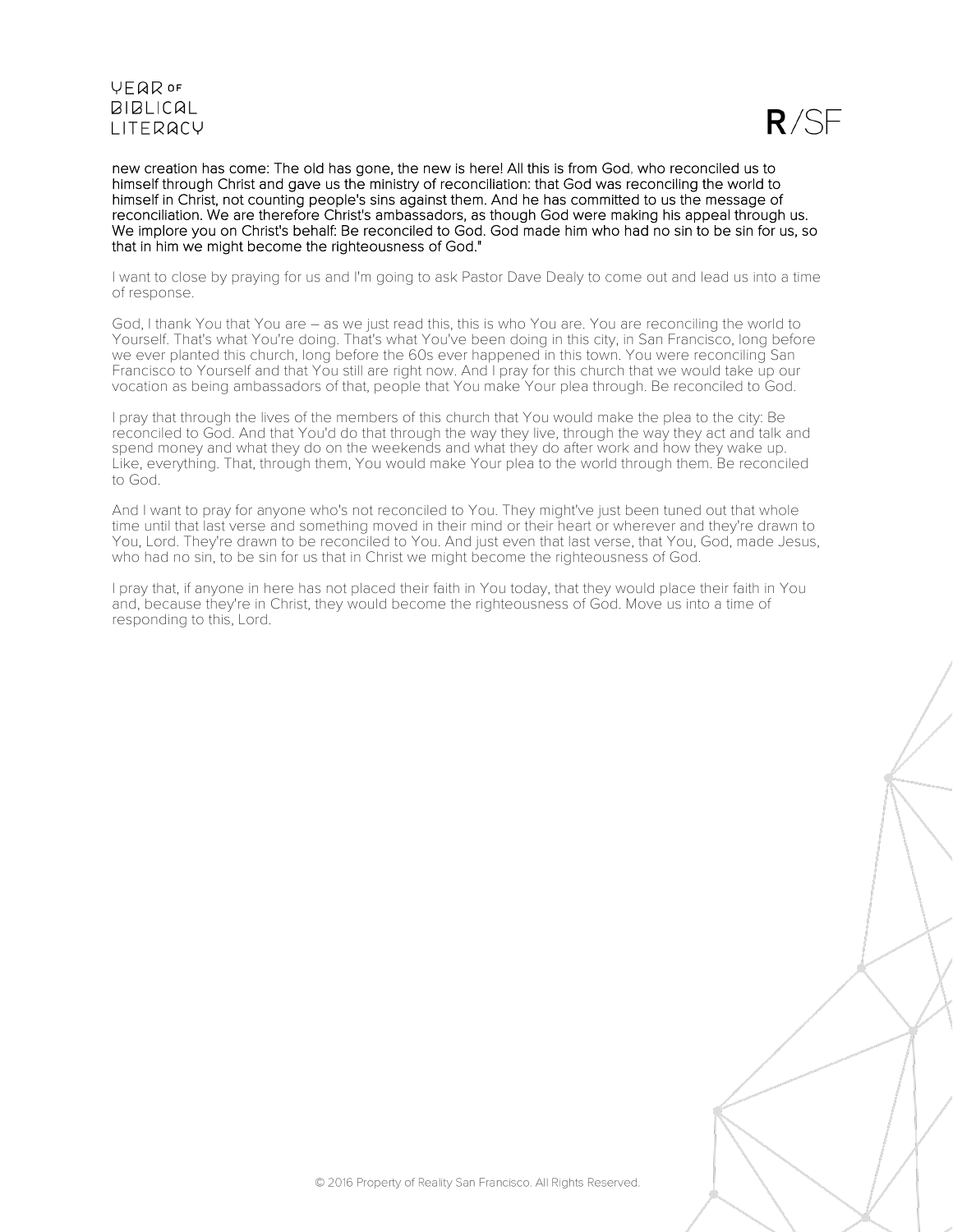new creation has come: The old has gone, the new is here! All this is from God. who reconciled us to himself through Christ and gave us the ministry of reconciliation: that God was reconciling the world to himself in Christ, not counting people's sins against them. And he has committed to us the message of reconciliation. We are therefore Christ's ambassadors, as though God were making his appeal through us. We implore you on Christ's behalf: Be reconciled to God. God made him who had no sin to be sin for us, so that in him we might become the righteousness of God."

I want to close by praying for us and I'm going to ask Pastor Dave Dealy to come out and lead us into a time of response.

God, I thank You that You are – as we just read this, this is who You are. You are reconciling the world to Yourself. That's what You're doing. That's what You've been doing in this city, in San Francisco, long before we ever planted this church, long before the 60s ever happened in this town. You were reconciling San Francisco to Yourself and that You still are right now. And I pray for this church that we would take up our vocation as being ambassadors of that, people that You make Your plea through. Be reconciled to God.

I pray that through the lives of the members of this church that You would make the plea to the city: Be reconciled to God. And that You'd do that through the way they live, through the way they act and talk and spend money and what they do on the weekends and what they do after work and how they wake up. Like, everything. That, through them, You would make Your plea to the world through them. Be reconciled to God.

And I want to pray for anyone who's not reconciled to You. They might've just been tuned out that whole time until that last verse and something moved in their mind or their heart or wherever and they're drawn to You, Lord. They're drawn to be reconciled to You. And just even that last verse, that You, God, made Jesus, who had no sin, to be sin for us that in Christ we might become the righteousness of God.

I pray that, if anyone in here has not placed their faith in You today, that they would place their faith in You and, because they're in Christ, they would become the righteousness of God. Move us into a time of responding to this, Lord.